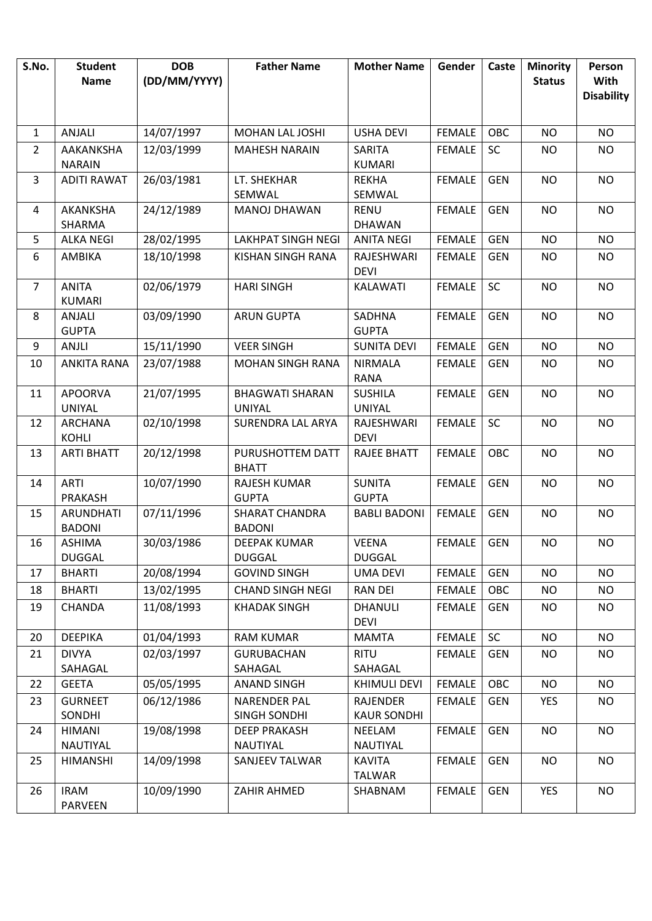| S.No. | Student Name | DOB (DD/MM/YYYY) | Father Name | Mother Name | Gender | Caste | Minority Status | Person With Disability |
|---|---|---|---|---|---|---|---|---|
| 1 | ANJALI | 14/07/1997 | MOHAN LAL JOSHI | USHA DEVI | FEMALE | OBC | NO | NO |
| 2 | AAKANKSHA NARAIN | 12/03/1999 | MAHESH NARAIN | SARITA KUMARI | FEMALE | SC | NO | NO |
| 3 | ADITI RAWAT | 26/03/1981 | LT. SHEKHAR SEMWAL | REKHA SEMWAL | FEMALE | GEN | NO | NO |
| 4 | AKANKSHA SHARMA | 24/12/1989 | MANOJ DHAWAN | RENU DHAWAN | FEMALE | GEN | NO | NO |
| 5 | ALKA NEGI | 28/02/1995 | LAKHPAT SINGH NEGI | ANITA NEGI | FEMALE | GEN | NO | NO |
| 6 | AMBIKA | 18/10/1998 | KISHAN SINGH RANA | RAJESHWARI DEVI | FEMALE | GEN | NO | NO |
| 7 | ANITA KUMARI | 02/06/1979 | HARI SINGH | KALAWATI | FEMALE | SC | NO | NO |
| 8 | ANJALI GUPTA | 03/09/1990 | ARUN GUPTA | SADHNA GUPTA | FEMALE | GEN | NO | NO |
| 9 | ANJLI | 15/11/1990 | VEER SINGH | SUNITA DEVI | FEMALE | GEN | NO | NO |
| 10 | ANKITA RANA | 23/07/1988 | MOHAN SINGH RANA | NIRMALA RANA | FEMALE | GEN | NO | NO |
| 11 | APOORVA UNIYAL | 21/07/1995 | BHAGWATI SHARAN UNIYAL | SUSHILA UNIYAL | FEMALE | GEN | NO | NO |
| 12 | ARCHANA KOHLI | 02/10/1998 | SURENDRA LAL ARYA | RAJESHWARI DEVI | FEMALE | SC | NO | NO |
| 13 | ARTI BHATT | 20/12/1998 | PURUSHOTTEM DATT BHATT | RAJEE BHATT | FEMALE | OBC | NO | NO |
| 14 | ARTI PRAKASH | 10/07/1990 | RAJESH KUMAR GUPTA | SUNITA GUPTA | FEMALE | GEN | NO | NO |
| 15 | ARUNDHATI BADONI | 07/11/1996 | SHARAT CHANDRA BADONI | BABLI BADONI | FEMALE | GEN | NO | NO |
| 16 | ASHIMA DUGGAL | 30/03/1986 | DEEPAK KUMAR DUGGAL | VEENA DUGGAL | FEMALE | GEN | NO | NO |
| 17 | BHARTI | 20/08/1994 | GOVIND SINGH | UMA DEVI | FEMALE | GEN | NO | NO |
| 18 | BHARTI | 13/02/1995 | CHAND SINGH NEGI | RAN DEI | FEMALE | OBC | NO | NO |
| 19 | CHANDA | 11/08/1993 | KHADAK SINGH | DHANULI DEVI | FEMALE | GEN | NO | NO |
| 20 | DEEPIKA | 01/04/1993 | RAM KUMAR | MAMTA | FEMALE | SC | NO | NO |
| 21 | DIVYA SAHAGAL | 02/03/1997 | GURUBACHAN SAHAGAL | RITU SAHAGAL | FEMALE | GEN | NO | NO |
| 22 | GEETA | 05/05/1995 | ANAND SINGH | KHIMULI DEVI | FEMALE | OBC | NO | NO |
| 23 | GURNEET SONDHI | 06/12/1986 | NARENDER PAL SINGH SONDHI | RAJENDER KAUR SONDHI | FEMALE | GEN | YES | NO |
| 24 | HIMANI NAUTIYAL | 19/08/1998 | DEEP PRAKASH NAUTIYAL | NEELAM NAUTIYAL | FEMALE | GEN | NO | NO |
| 25 | HIMANSHI | 14/09/1998 | SANJEEV TALWAR | KAVITA TALWAR | FEMALE | GEN | NO | NO |
| 26 | IRAM PARVEEN | 10/09/1990 | ZAHIR AHMED | SHABNAM | FEMALE | GEN | YES | NO |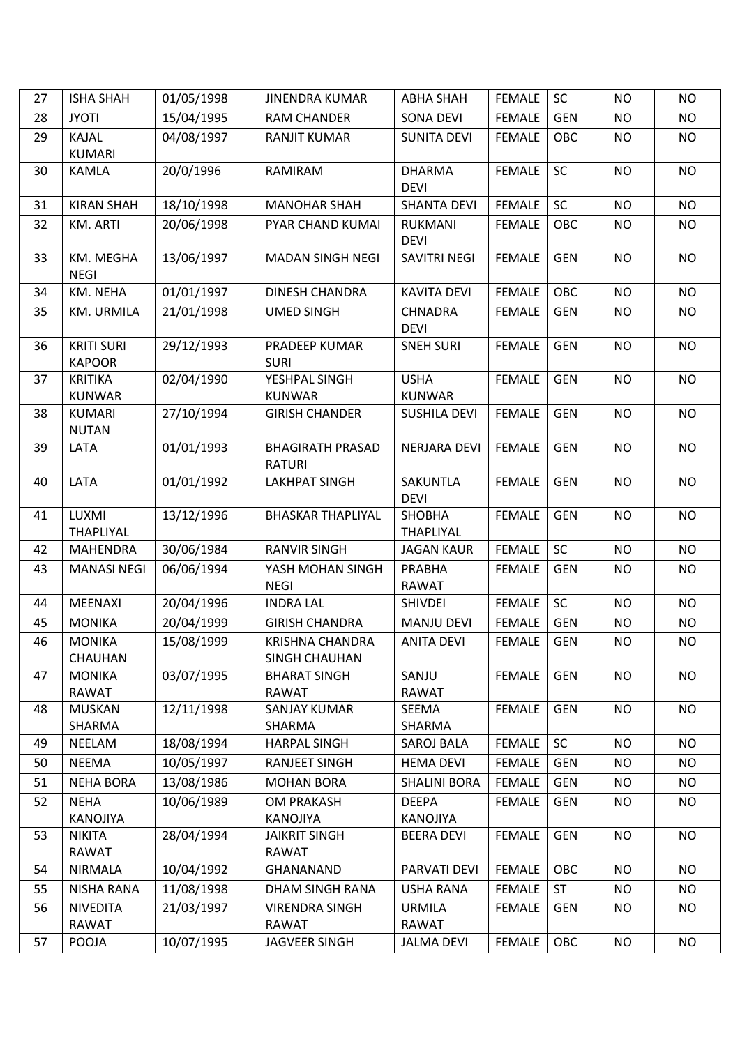| 27 | ISHA SHAH | 01/05/1998 | JINENDRA KUMAR | ABHA SHAH | FEMALE | SC | NO | NO |
|---|---|---|---|---|---|---|---|---|
| 28 | JYOTI | 15/04/1995 | RAM CHANDER | SONA DEVI | FEMALE | GEN | NO | NO |
| 29 | KAJAL KUMARI | 04/08/1997 | RANJIT KUMAR | SUNITA DEVI | FEMALE | OBC | NO | NO |
| 30 | KAMLA | 20/0/1996 | RAMIRAM | DHARMA DEVI | FEMALE | SC | NO | NO |
| 31 | KIRAN SHAH | 18/10/1998 | MANOHAR SHAH | SHANTA DEVI | FEMALE | SC | NO | NO |
| 32 | KM. ARTI | 20/06/1998 | PYAR CHAND KUMAI | RUKMANI DEVI | FEMALE | OBC | NO | NO |
| 33 | KM. MEGHA NEGI | 13/06/1997 | MADAN SINGH NEGI | SAVITRI NEGI | FEMALE | GEN | NO | NO |
| 34 | KM. NEHA | 01/01/1997 | DINESH CHANDRA | KAVITA DEVI | FEMALE | OBC | NO | NO |
| 35 | KM. URMILA | 21/01/1998 | UMED SINGH | CHNADRA DEVI | FEMALE | GEN | NO | NO |
| 36 | KRITI SURI KAPOOR | 29/12/1993 | PRADEEP KUMAR SURI | SNEH SURI | FEMALE | GEN | NO | NO |
| 37 | KRITIKA KUNWAR | 02/04/1990 | YESHPAL SINGH KUNWAR | USHA KUNWAR | FEMALE | GEN | NO | NO |
| 38 | KUMARI NUTAN | 27/10/1994 | GIRISH CHANDER | SUSHILA DEVI | FEMALE | GEN | NO | NO |
| 39 | LATA | 01/01/1993 | BHAGIRATH PRASAD RATURI | NERJARA DEVI | FEMALE | GEN | NO | NO |
| 40 | LATA | 01/01/1992 | LAKHPAT SINGH | SAKUNTLA DEVI | FEMALE | GEN | NO | NO |
| 41 | LUXMI THAPLIYAL | 13/12/1996 | BHASKAR THAPLIYAL | SHOBHA THAPLIYAL | FEMALE | GEN | NO | NO |
| 42 | MAHENDRA | 30/06/1984 | RANVIR SINGH | JAGAN KAUR | FEMALE | SC | NO | NO |
| 43 | MANASI NEGI | 06/06/1994 | YASH MOHAN SINGH NEGI | PRABHA RAWAT | FEMALE | GEN | NO | NO |
| 44 | MEENAXI | 20/04/1996 | INDRA LAL | SHIVDEI | FEMALE | SC | NO | NO |
| 45 | MONIKA | 20/04/1999 | GIRISH CHANDRA | MANJU DEVI | FEMALE | GEN | NO | NO |
| 46 | MONIKA CHAUHAN | 15/08/1999 | KRISHNA CHANDRA SINGH CHAUHAN | ANITA DEVI | FEMALE | GEN | NO | NO |
| 47 | MONIKA RAWAT | 03/07/1995 | BHARAT SINGH RAWAT | SANJU RAWAT | FEMALE | GEN | NO | NO |
| 48 | MUSKAN SHARMA | 12/11/1998 | SANJAY KUMAR SHARMA | SEEMA SHARMA | FEMALE | GEN | NO | NO |
| 49 | NEELAM | 18/08/1994 | HARPAL SINGH | SAROJ BALA | FEMALE | SC | NO | NO |
| 50 | NEEMA | 10/05/1997 | RANJEET SINGH | HEMA DEVI | FEMALE | GEN | NO | NO |
| 51 | NEHA BORA | 13/08/1986 | MOHAN BORA | SHALINI BORA | FEMALE | GEN | NO | NO |
| 52 | NEHA KANOJIYA | 10/06/1989 | OM PRAKASH KANOJIYA | DEEPA KANOJIYA | FEMALE | GEN | NO | NO |
| 53 | NIKITA RAWAT | 28/04/1994 | JAIKRIT SINGH RAWAT | BEERA DEVI | FEMALE | GEN | NO | NO |
| 54 | NIRMALA | 10/04/1992 | GHANANAND | PARVATI DEVI | FEMALE | OBC | NO | NO |
| 55 | NISHA RANA | 11/08/1998 | DHAM SINGH RANA | USHA RANA | FEMALE | ST | NO | NO |
| 56 | NIVEDITA RAWAT | 21/03/1997 | VIRENDRA SINGH RAWAT | URMILA RAWAT | FEMALE | GEN | NO | NO |
| 57 | POOJA | 10/07/1995 | JAGVEER SINGH | JALMA DEVI | FEMALE | OBC | NO | NO |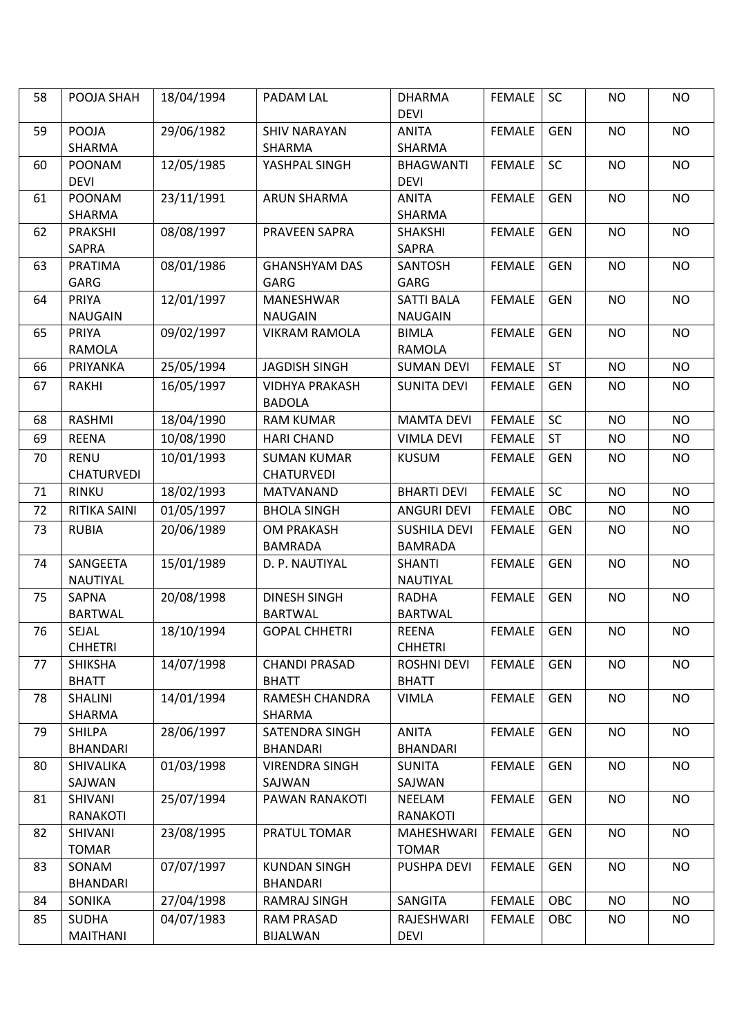| 58 | POOJA SHAH | 18/04/1994 | PADAM LAL | DHARMA DEVI | FEMALE | SC | NO | NO |
|---|---|---|---|---|---|---|---|---|
| 59 | POOJA SHARMA | 29/06/1982 | SHIV NARAYAN SHARMA | ANITA SHARMA | FEMALE | GEN | NO | NO |
| 60 | POONAM DEVI | 12/05/1985 | YASHPAL SINGH | BHAGWANTI DEVI | FEMALE | SC | NO | NO |
| 61 | POONAM SHARMA | 23/11/1991 | ARUN SHARMA | ANITA SHARMA | FEMALE | GEN | NO | NO |
| 62 | PRAKSHI SAPRA | 08/08/1997 | PRAVEEN SAPRA | SHAKSHI SAPRA | FEMALE | GEN | NO | NO |
| 63 | PRATIMA GARG | 08/01/1986 | GHANSHYAM DAS GARG | SANTOSH GARG | FEMALE | GEN | NO | NO |
| 64 | PRIYA NAUGAIN | 12/01/1997 | MANESHWAR NAUGAIN | SATTI BALA NAUGAIN | FEMALE | GEN | NO | NO |
| 65 | PRIYA RAMOLA | 09/02/1997 | VIKRAM RAMOLA | BIMLA RAMOLA | FEMALE | GEN | NO | NO |
| 66 | PRIYANKA | 25/05/1994 | JAGDISH SINGH | SUMAN DEVI | FEMALE | ST | NO | NO |
| 67 | RAKHI | 16/05/1997 | VIDHYA PRAKASH BADOLA | SUNITA DEVI | FEMALE | GEN | NO | NO |
| 68 | RASHMI | 18/04/1990 | RAM KUMAR | MAMTA DEVI | FEMALE | SC | NO | NO |
| 69 | REENA | 10/08/1990 | HARI CHAND | VIMLA DEVI | FEMALE | ST | NO | NO |
| 70 | RENU CHATURVEDI | 10/01/1993 | SUMAN KUMAR CHATURVEDI | KUSUM | FEMALE | GEN | NO | NO |
| 71 | RINKU | 18/02/1993 | MATVANAND | BHARTI DEVI | FEMALE | SC | NO | NO |
| 72 | RITIKA SAINI | 01/05/1997 | BHOLA SINGH | ANGURI DEVI | FEMALE | OBC | NO | NO |
| 73 | RUBIA | 20/06/1989 | OM PRAKASH BAMRADA | SUSHILA DEVI BAMRADA | FEMALE | GEN | NO | NO |
| 74 | SANGEETA NAUTIYAL | 15/01/1989 | D. P. NAUTIYAL | SHANTI NAUTIYAL | FEMALE | GEN | NO | NO |
| 75 | SAPNA BARTWAL | 20/08/1998 | DINESH SINGH BARTWAL | RADHA BARTWAL | FEMALE | GEN | NO | NO |
| 76 | SEJAL CHHETRI | 18/10/1994 | GOPAL CHHETRI | REENA CHHETRI | FEMALE | GEN | NO | NO |
| 77 | SHIKSHA BHATT | 14/07/1998 | CHANDI PRASAD BHATT | ROSHNI DEVI BHATT | FEMALE | GEN | NO | NO |
| 78 | SHALINI SHARMA | 14/01/1994 | RAMESH CHANDRA SHARMA | VIMLA | FEMALE | GEN | NO | NO |
| 79 | SHILPA BHANDARI | 28/06/1997 | SATENDRA SINGH BHANDARI | ANITA BHANDARI | FEMALE | GEN | NO | NO |
| 80 | SHIVALIKA SAJWAN | 01/03/1998 | VIRENDRA SINGH SAJWAN | SUNITA SAJWAN | FEMALE | GEN | NO | NO |
| 81 | SHIVANI RANAKOTI | 25/07/1994 | PAWAN RANAKOTI | NEELAM RANAKOTI | FEMALE | GEN | NO | NO |
| 82 | SHIVANI TOMAR | 23/08/1995 | PRATUL TOMAR | MAHESHWARI TOMAR | FEMALE | GEN | NO | NO |
| 83 | SONAM BHANDARI | 07/07/1997 | KUNDAN SINGH BHANDARI | PUSHPA DEVI | FEMALE | GEN | NO | NO |
| 84 | SONIKA | 27/04/1998 | RAMRAJ SINGH | SANGITA | FEMALE | OBC | NO | NO |
| 85 | SUDHA MAITHANI | 04/07/1983 | RAM PRASAD BIJALWAN | RAJESHWARI DEVI | FEMALE | OBC | NO | NO |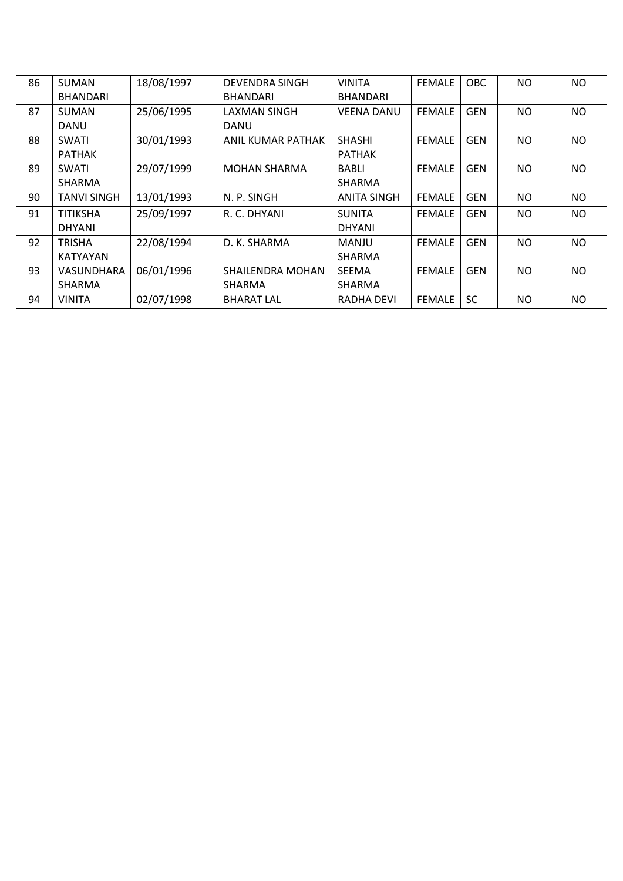| | | | | | | | | |
|---|---|---|---|---|---|---|---|---|
| 86 | SUMAN BHANDARI | 18/08/1997 | DEVENDRA SINGH BHANDARI | VINITA BHANDARI | FEMALE | OBC | NO | NO |
| 87 | SUMAN DANU | 25/06/1995 | LAXMAN SINGH DANU | VEENA DANU | FEMALE | GEN | NO | NO |
| 88 | SWATI PATHAK | 30/01/1993 | ANIL KUMAR PATHAK | SHASHI PATHAK | FEMALE | GEN | NO | NO |
| 89 | SWATI SHARMA | 29/07/1999 | MOHAN SHARMA | BABLI SHARMA | FEMALE | GEN | NO | NO |
| 90 | TANVI SINGH | 13/01/1993 | N. P. SINGH | ANITA SINGH | FEMALE | GEN | NO | NO |
| 91 | TITIKSHA DHYANI | 25/09/1997 | R. C. DHYANI | SUNITA DHYANI | FEMALE | GEN | NO | NO |
| 92 | TRISHA KATYAYAN | 22/08/1994 | D. K. SHARMA | MANJU SHARMA | FEMALE | GEN | NO | NO |
| 93 | VASUNDHARA SHARMA | 06/01/1996 | SHAILENDRA MOHAN SHARMA | SEEMA SHARMA | FEMALE | GEN | NO | NO |
| 94 | VINITA | 02/07/1998 | BHARAT LAL | RADHA DEVI | FEMALE | SC | NO | NO |